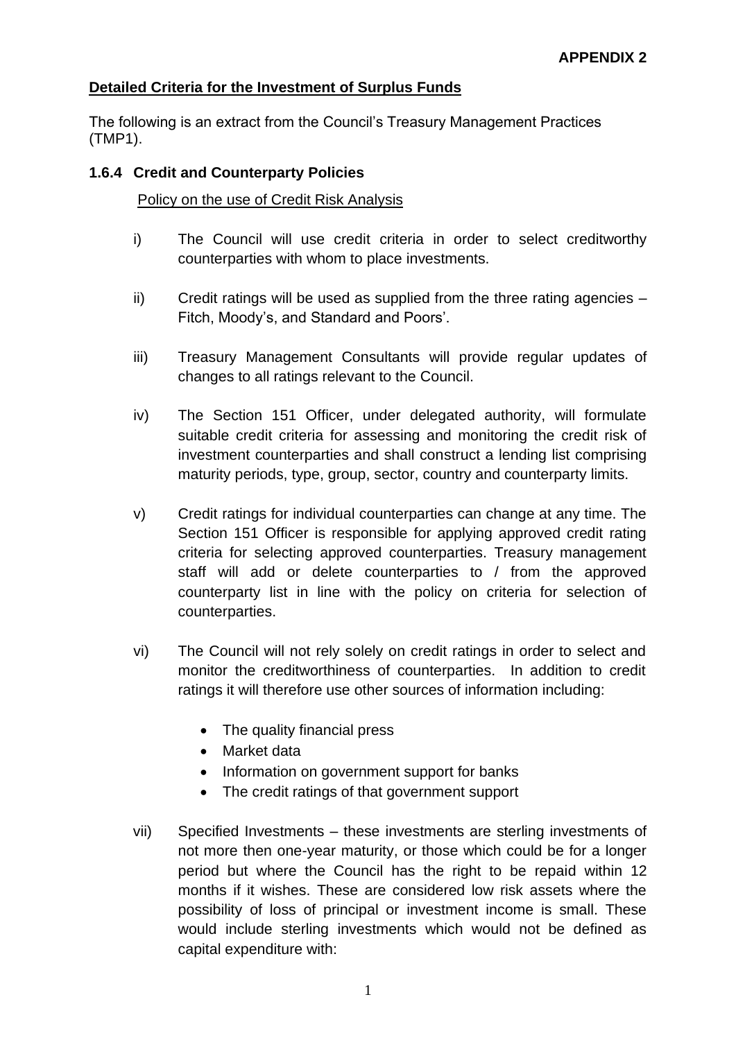**APPENDIX 2**

## Detailed Criteria for the Investment of Surplus Funds

The following is an extract from the Council's Treasury Management Practices (TMP1).

### 1.6.4 Credit and Counterparty Policies

Policy on the use of Credit Risk Analysis

i) The Council will use credit criteria in order to select creditworthy counterparties with whom to place investments.

ii) Credit ratings will be used as supplied from the three rating agencies – Fitch, Moody's, and Standard and Poors'.

iii) Treasury Management Consultants will provide regular updates of changes to all ratings relevant to the Council.

iv) The Section 151 Officer, under delegated authority, will formulate suitable credit criteria for assessing and monitoring the credit risk of investment counterparties and shall construct a lending list comprising maturity periods, type, group, sector, country and counterparty limits.

v) Credit ratings for individual counterparties can change at any time. The Section 151 Officer is responsible for applying approved credit rating criteria for selecting approved counterparties. Treasury management staff will add or delete counterparties to / from the approved counterparty list in line with the policy on criteria for selection of counterparties.

vi) The Council will not rely solely on credit ratings in order to select and monitor the creditworthiness of counterparties. In addition to credit ratings it will therefore use other sources of information including:

- The quality financial press
- Market data
- Information on government support for banks
- The credit ratings of that government support

vii) Specified Investments – these investments are sterling investments of not more then one-year maturity, or those which could be for a longer period but where the Council has the right to be repaid within 12 months if it wishes. These are considered low risk assets where the possibility of loss of principal or investment income is small. These would include sterling investments which would not be defined as capital expenditure with: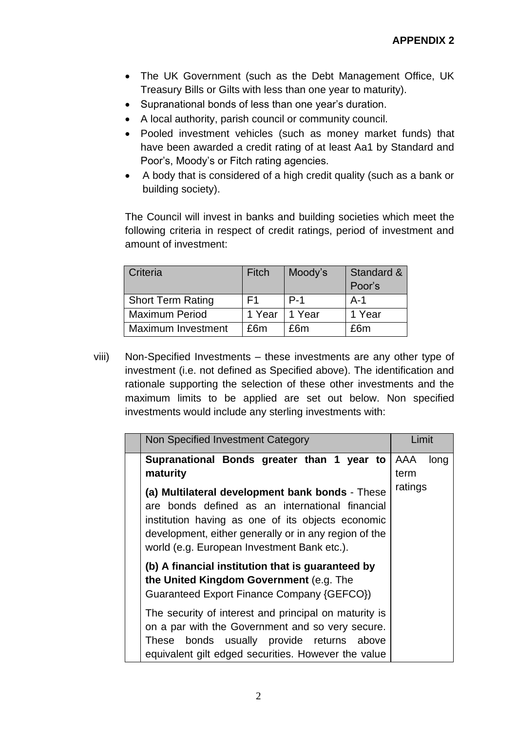- The UK Government (such as the Debt Management Office, UK Treasury Bills or Gilts with less than one year to maturity).
- Supranational bonds of less than one year's duration.
- A local authority, parish council or community council.
- Pooled investment vehicles (such as money market funds) that have been awarded a credit rating of at least Aa1 by Standard and Poor's, Moody's or Fitch rating agencies.
- A body that is considered of a high credit quality (such as a bank or building society).

The Council will invest in banks and building societies which meet the following criteria in respect of credit ratings, period of investment and amount of investment:

| Criteria | Fitch | Moody's | Standard & Poor's |
|---|---|---|---|
| Short Term Rating | F1 | P-1 | A-1 |
| Maximum Period | 1 Year | 1 Year | 1 Year |
| Maximum Investment | £6m | £6m | £6m |

viii) Non-Specified Investments – these investments are any other type of investment (i.e. not defined as Specified above). The identification and rationale supporting the selection of these other investments and the maximum limits to be applied are set out below. Non specified investments would include any sterling investments with:

| | Non Specified Investment Category | Limit |
|---|---|---|
| | **Supranational Bonds greater than 1 year to maturity**<br><br>**(a) Multilateral development bank bonds** - These are bonds defined as an international financial institution having as one of its objects economic development, either generally or in any region of the world (e.g. European Investment Bank etc.).<br><br>**(b) A financial institution that is guaranteed by the United Kingdom Government** (e.g. The Guaranteed Export Finance Company {GEFCO})<br><br>The security of interest and principal on maturity is on a par with the Government and so very secure. These bonds usually provide returns above equivalent gilt edged securities. However the value | AAA long term ratings |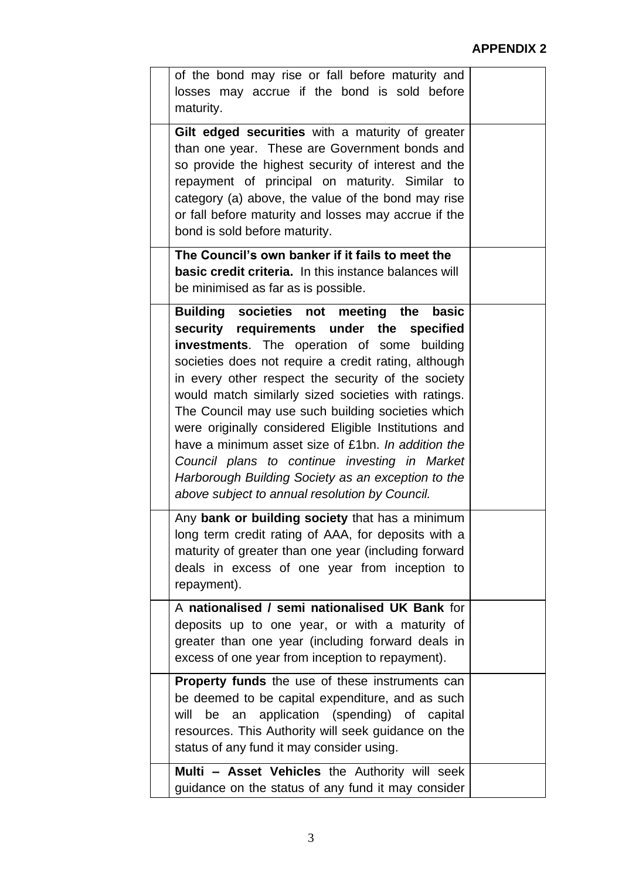**APPENDIX 2**

| | | |
|---|---|---|
| | of the bond may rise or fall before maturity and losses may accrue if the bond is sold before maturity. | |
| | **Gilt edged securities** with a maturity of greater than one year. These are Government bonds and so provide the highest security of interest and the repayment of principal on maturity. Similar to category (a) above, the value of the bond may rise or fall before maturity and losses may accrue if the bond is sold before maturity. | |
| | **The Council's own banker if it fails to meet the basic credit criteria.** In this instance balances will be minimised as far as is possible. | |
| | **Building societies not meeting the basic security requirements under the specified investments**. The operation of some building societies does not require a credit rating, although in every other respect the security of the society would match similarly sized societies with ratings. The Council may use such building societies which were originally considered Eligible Institutions and have a minimum asset size of £1bn. *In addition the Council plans to continue investing in Market Harborough Building Society as an exception to the above subject to annual resolution by Council.* | |
| | Any **bank or building society** that has a minimum long term credit rating of AAA, for deposits with a maturity of greater than one year (including forward deals in excess of one year from inception to repayment). | |
| | A **nationalised / semi nationalised UK Bank** for deposits up to one year, or with a maturity of greater than one year (including forward deals in excess of one year from inception to repayment). | |
| | **Property funds** the use of these instruments can be deemed to be capital expenditure, and as such will be an application (spending) of capital resources. This Authority will seek guidance on the status of any fund it may consider using. | |
| | **Multi – Asset Vehicles** the Authority will seek guidance on the status of any fund it may consider | |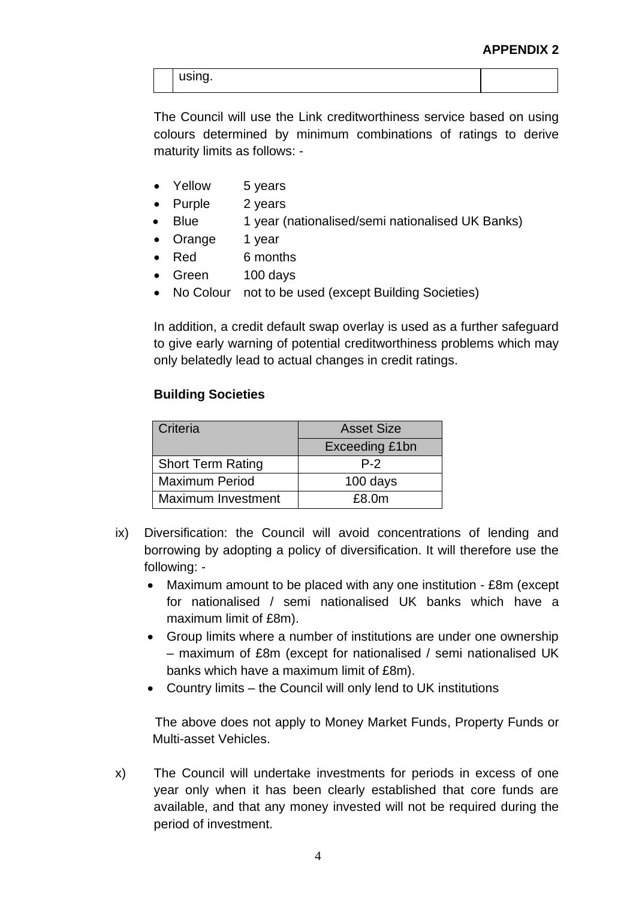| | using. | |
|---|---|---|

The Council will use the Link creditworthiness service based on using colours determined by minimum combinations of ratings to derive maturity limits as follows: -

- Yellow 5 years
- Purple 2 years
- Blue 1 year (nationalised/semi nationalised UK Banks)
- Orange 1 year
- Red 6 months
- Green 100 days
- No Colour not to be used (except Building Societies)

In addition, a credit default swap overlay is used as a further safeguard to give early warning of potential creditworthiness problems which may only belatedly lead to actual changes in credit ratings.

**Building Societies**

| Criteria | Asset Size |
|---|---|
| | Exceeding £1bn |
| Short Term Rating | P-2 |
| Maximum Period | 100 days |
| Maximum Investment | £8.0m |

ix) Diversification: the Council will avoid concentrations of lending and borrowing by adopting a policy of diversification. It will therefore use the following: -

- Maximum amount to be placed with any one institution - £8m (except for nationalised / semi nationalised UK banks which have a maximum limit of £8m).
- Group limits where a number of institutions are under one ownership – maximum of £8m (except for nationalised / semi nationalised UK banks which have a maximum limit of £8m).
- Country limits – the Council will only lend to UK institutions

The above does not apply to Money Market Funds, Property Funds or Multi-asset Vehicles.

x) The Council will undertake investments for periods in excess of one year only when it has been clearly established that core funds are available, and that any money invested will not be required during the period of investment.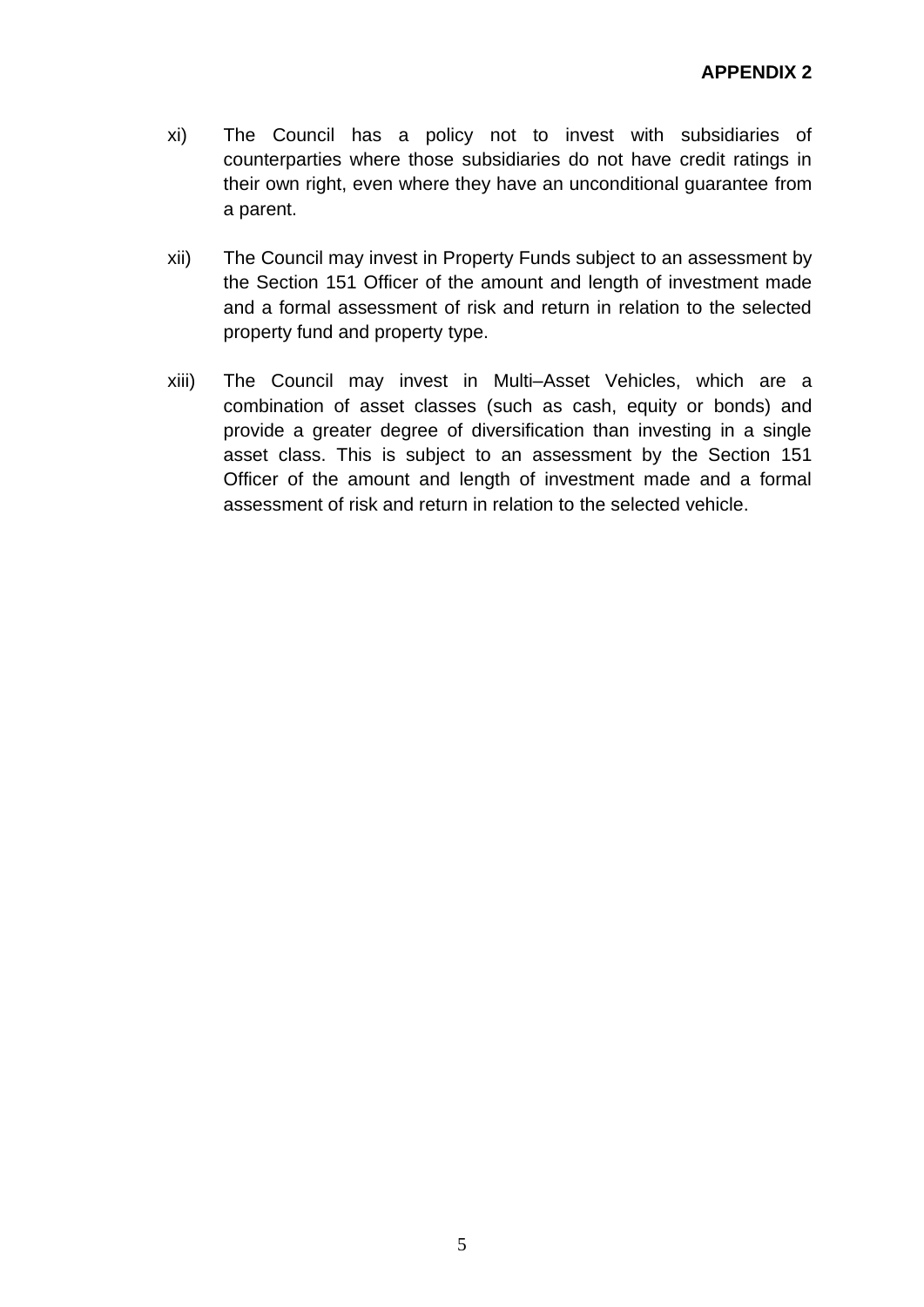**APPENDIX 2**

xi) The Council has a policy not to invest with subsidiaries of counterparties where those subsidiaries do not have credit ratings in their own right, even where they have an unconditional guarantee from a parent.

xii) The Council may invest in Property Funds subject to an assessment by the Section 151 Officer of the amount and length of investment made and a formal assessment of risk and return in relation to the selected property fund and property type.

xiii) The Council may invest in Multi–Asset Vehicles, which are a combination of asset classes (such as cash, equity or bonds) and provide a greater degree of diversification than investing in a single asset class. This is subject to an assessment by the Section 151 Officer of the amount and length of investment made and a formal assessment of risk and return in relation to the selected vehicle.